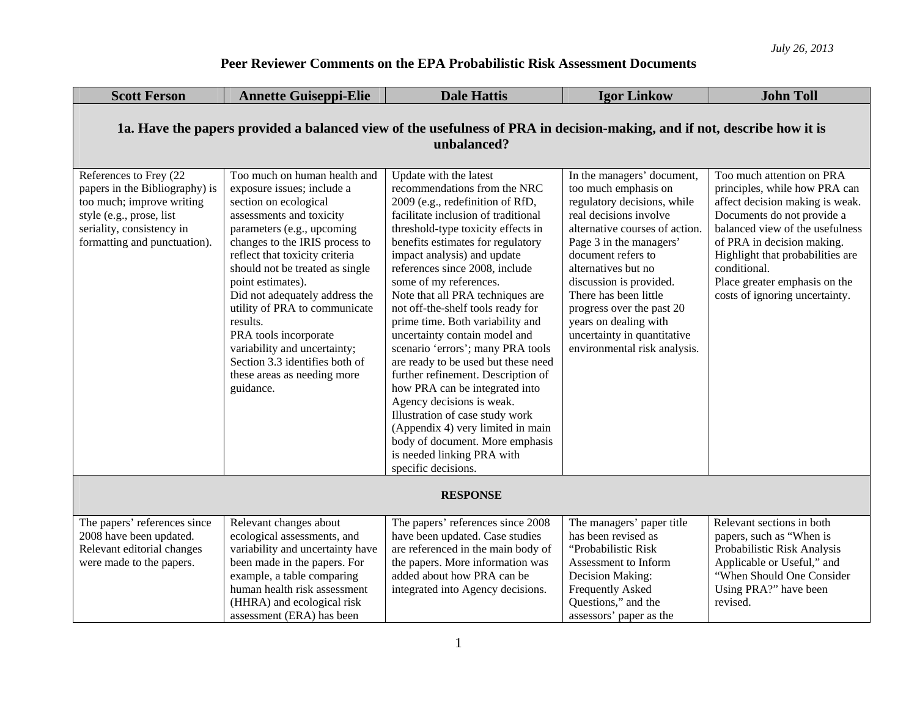July 26, 2013

# Peer Reviewer Comments on the EPA Probabilistic Risk Assessment Documents

| Scott Ferson | Annette Guiseppi-Elie | Dale Hattis | Igor Linkow | John Toll |
|---|---|---|---|---|
| **1a. Have the papers provided a balanced view of the usefulness of PRA in decision-making, and if not, describe how it is unbalanced?** | | | | |
| References to Frey (22 papers in the Bibliography) is too much; improve writing style (e.g., prose, list seriality, consistency in formatting and punctuation). | Too much on human health and exposure issues; include a section on ecological assessments and toxicity parameters (e.g., upcoming changes to the IRIS process to reflect that toxicity criteria should not be treated as single point estimates). Did not adequately address the utility of PRA to communicate results. PRA tools incorporate variability and uncertainty; Section 3.3 identifies both of these areas as needing more guidance. | Update with the latest recommendations from the NRC 2009 (e.g., redefinition of RfD, facilitate inclusion of traditional threshold-type toxicity effects in benefits estimates for regulatory impact analysis) and update references since 2008, include some of my references. Note that all PRA techniques are not off-the-shelf tools ready for prime time. Both variability and uncertainty contain model and scenario 'errors'; many PRA tools are ready to be used but these need further refinement. Description of how PRA can be integrated into Agency decisions is weak. Illustration of case study work (Appendix 4) very limited in main body of document. More emphasis is needed linking PRA with specific decisions. | In the managers' document, too much emphasis on regulatory decisions, while real decisions involve alternative courses of action. Page 3 in the managers' document refers to alternatives but no discussion is provided. There has been little progress over the past 20 years on dealing with uncertainty in quantitative environmental risk analysis. | Too much attention on PRA principles, while how PRA can affect decision making is weak. Documents do not provide a balanced view of the usefulness of PRA in decision making. Highlight that probabilities are conditional. Place greater emphasis on the costs of ignoring uncertainty. |
| **RESPONSE** | | | | |
| The papers' references since 2008 have been updated. Relevant editorial changes were made to the papers. | Relevant changes about ecological assessments, and variability and uncertainty have been made in the papers. For example, a table comparing human health risk assessment (HHRA) and ecological risk assessment (ERA) has been | The papers' references since 2008 have been updated. Case studies are referenced in the main body of the papers. More information was added about how PRA can be integrated into Agency decisions. | The managers' paper title has been revised as "Probabilistic Risk Assessment to Inform Decision Making: Frequently Asked Questions," and the assessors' paper as the | Relevant sections in both papers, such as "When is Probabilistic Risk Analysis Applicable or Useful," and "When Should One Consider Using PRA?" have been revised. |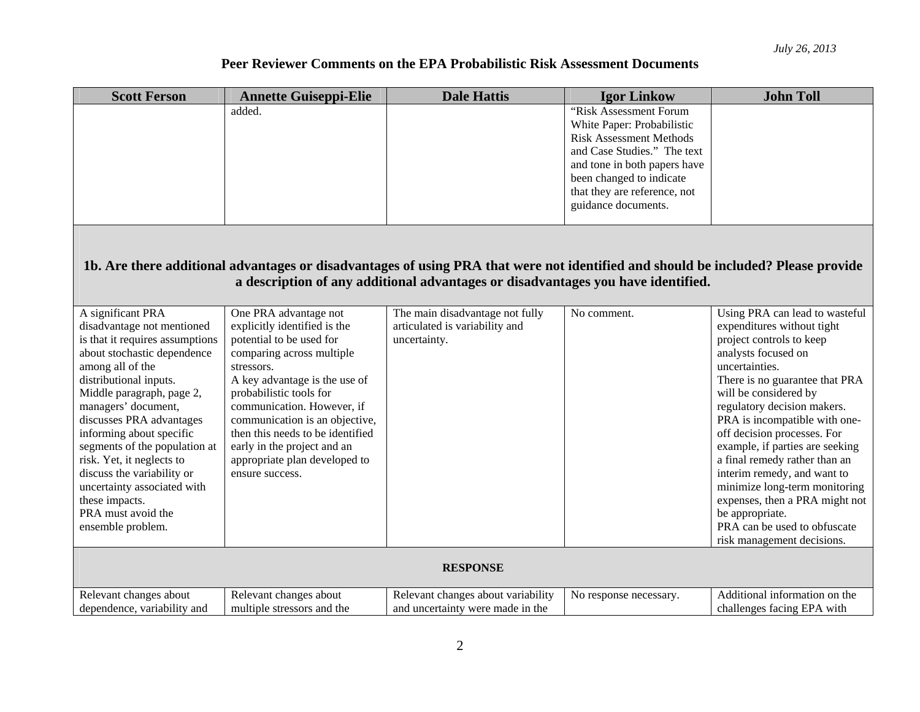## Peer Reviewer Comments on the EPA Probabilistic Risk Assessment Documents

| Scott Ferson | Annette Guiseppi-Elie | Dale Hattis | Igor Linkow | John Toll |
|---|---|---|---|---|
| | added. | | "Risk Assessment Forum White Paper: Probabilistic Risk Assessment Methods and Case Studies." The text and tone in both papers have been changed to indicate that they are reference, not guidance documents. | |
| **1b. Are there additional advantages or disadvantages of using PRA that were not identified and should be included? Please provide a description of any additional advantages or disadvantages you have identified.** | | | | |
| A significant PRA disadvantage not mentioned is that it requires assumptions about stochastic dependence among all of the distributional inputs.<br>Middle paragraph, page 2, managers' document, discusses PRA advantages informing about specific segments of the population at risk. Yet, it neglects to discuss the variability or uncertainty associated with these impacts.<br>PRA must avoid the ensemble problem. | One PRA advantage not explicitly identified is the potential to be used for comparing across multiple stressors.<br>A key advantage is the use of probabilistic tools for communication. However, if communication is an objective, then this needs to be identified early in the project and an appropriate plan developed to ensure success. | The main disadvantage not fully articulated is variability and uncertainty. | No comment. | Using PRA can lead to wasteful expenditures without tight project controls to keep analysts focused on uncertainties.<br>There is no guarantee that PRA will be considered by regulatory decision makers.<br>PRA is incompatible with one-off decision processes. For example, if parties are seeking a final remedy rather than an interim remedy, and want to minimize long-term monitoring expenses, then a PRA might not be appropriate.<br>PRA can be used to obfuscate risk management decisions. |
| **RESPONSE** | | | | |
| Relevant changes about dependence, variability and | Relevant changes about multiple stressors and the | Relevant changes about variability and uncertainty were made in the | No response necessary. | Additional information on the challenges facing EPA with |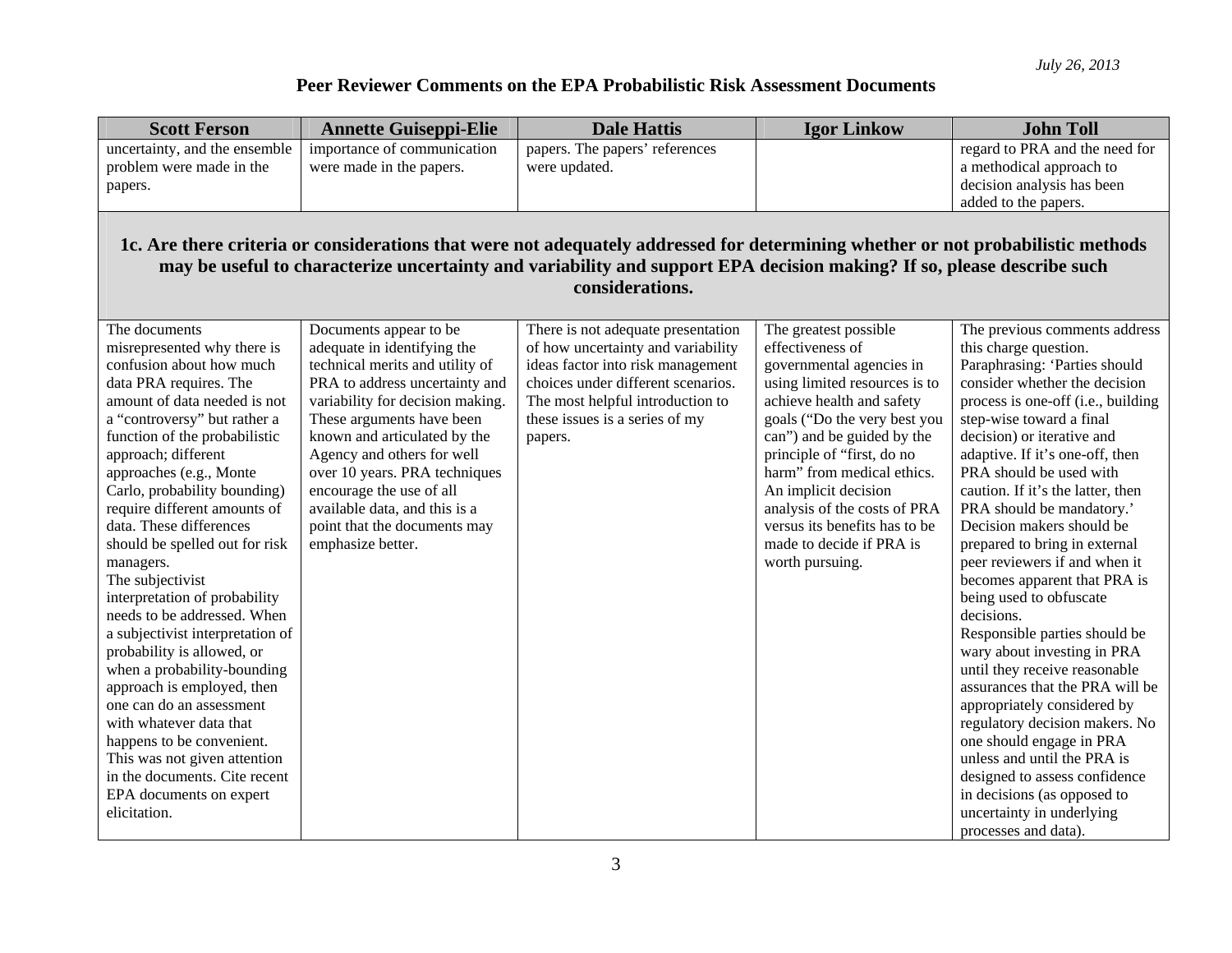# Peer Reviewer Comments on the EPA Probabilistic Risk Assessment Documents

| Scott Ferson | Annette Guiseppi-Elie | Dale Hattis | Igor Linkow | John Toll |
|---|---|---|---|---|
| uncertainty, and the ensemble problem were made in the papers. | importance of communication were made in the papers. | papers. The papers' references were updated. | | regard to PRA and the need for a methodical approach to decision analysis has been added to the papers. |
| **1c. Are there criteria or considerations that were not adequately addressed for determining whether or not probabilistic methods may be useful to characterize uncertainty and variability and support EPA decision making? If so, please describe such considerations.** | | | | |
| The documents misrepresented why there is confusion about how much data PRA requires. The amount of data needed is not a "controversy" but rather a function of the probabilistic approach; different approaches (e.g., Monte Carlo, probability bounding) require different amounts of data. These differences should be spelled out for risk managers.<br>The subjectivist interpretation of probability needs to be addressed. When a subjectivist interpretation of probability is allowed, or when a probability-bounding approach is employed, then one can do an assessment with whatever data that happens to be convenient. This was not given attention in the documents. Cite recent EPA documents on expert elicitation. | Documents appear to be adequate in identifying the technical merits and utility of PRA to address uncertainty and variability for decision making. These arguments have been known and articulated by the Agency and others for well over 10 years. PRA techniques encourage the use of all available data, and this is a point that the documents may emphasize better. | There is not adequate presentation of how uncertainty and variability ideas factor into risk management choices under different scenarios. The most helpful introduction to these issues is a series of my papers. | The greatest possible effectiveness of governmental agencies in using limited resources is to achieve health and safety goals ("Do the very best you can") and be guided by the principle of "first, do no harm" from medical ethics. An implicit decision analysis of the costs of PRA versus its benefits has to be made to decide if PRA is worth pursuing. | The previous comments address this charge question.<br>Paraphrasing: 'Parties should consider whether the decision process is one-off (i.e., building step-wise toward a final decision) or iterative and adaptive. If it's one-off, then PRA should be used with caution. If it's the latter, then PRA should be mandatory.'<br>Decision makers should be prepared to bring in external peer reviewers if and when it becomes apparent that PRA is being used to obfuscate decisions.<br>Responsible parties should be wary about investing in PRA until they receive reasonable assurances that the PRA will be appropriately considered by regulatory decision makers. No one should engage in PRA unless and until the PRA is designed to assess confidence in decisions (as opposed to uncertainty in underlying processes and data). |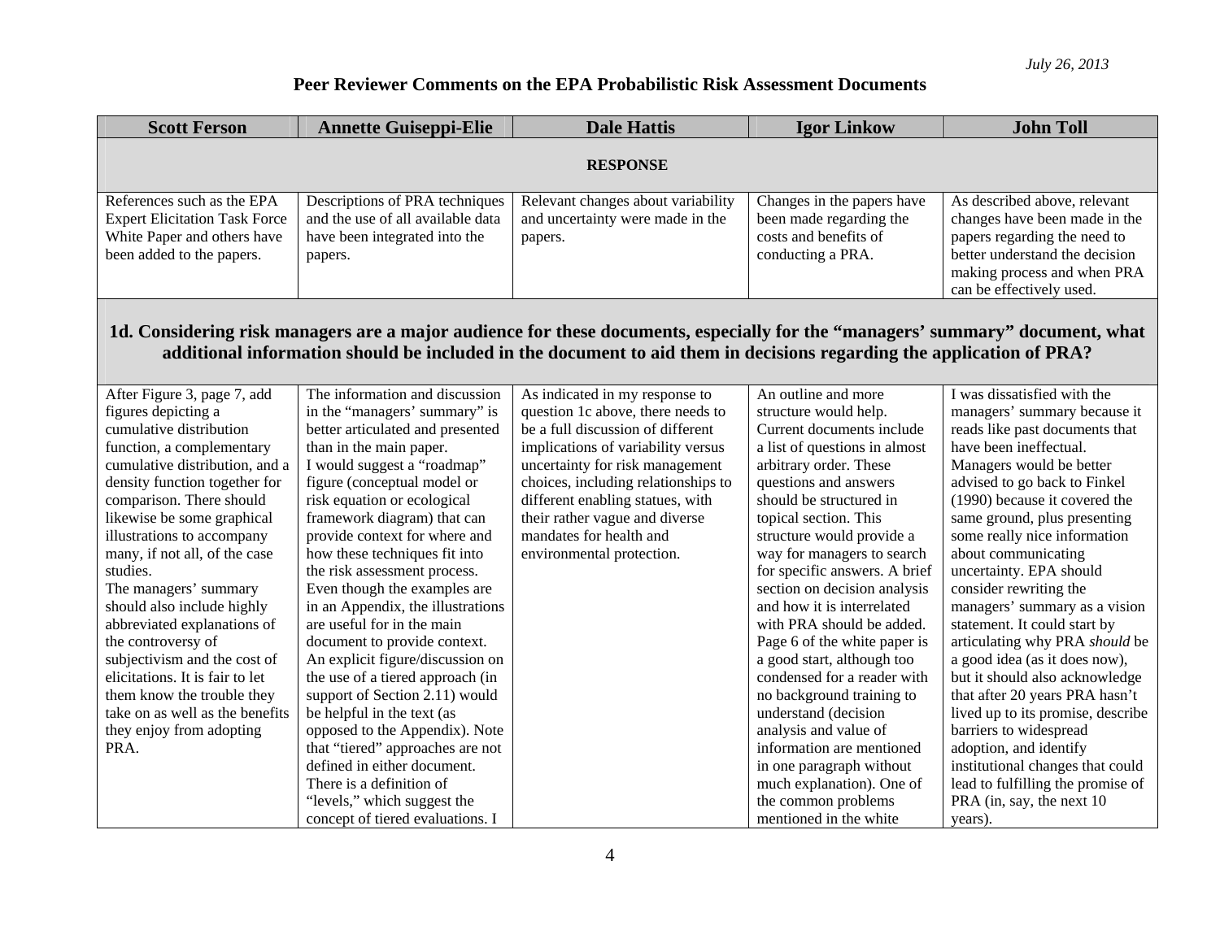# Peer Reviewer Comments on the EPA Probabilistic Risk Assessment Documents

| Scott Ferson | Annette Guiseppi-Elie | Dale Hattis | Igor Linkow | John Toll |
|---|---|---|---|---|
| **RESPONSE** | | | | |
| References such as the EPA Expert Elicitation Task Force White Paper and others have been added to the papers. | Descriptions of PRA techniques and the use of all available data have been integrated into the papers. | Relevant changes about variability and uncertainty were made in the papers. | Changes in the papers have been made regarding the costs and benefits of conducting a PRA. | As described above, relevant changes have been made in the papers regarding the need to better understand the decision making process and when PRA can be effectively used. |
| **1d. Considering risk managers are a major audience for these documents, especially for the "managers' summary" document, what additional information should be included in the document to aid them in decisions regarding the application of PRA?** | | | | |
| After Figure 3, page 7, add figures depicting a cumulative distribution function, a complementary cumulative distribution, and a density function together for comparison. There should likewise be some graphical illustrations to accompany many, if not all, of the case studies.<br>The managers' summary should also include highly abbreviated explanations of the controversy of subjectivism and the cost of elicitations. It is fair to let them know the trouble they take on as well as the benefits they enjoy from adopting PRA. | The information and discussion in the "managers' summary" is better articulated and presented than in the main paper.<br>I would suggest a "roadmap" figure (conceptual model or risk equation or ecological framework diagram) that can provide context for where and how these techniques fit into the risk assessment process.<br>Even though the examples are in an Appendix, the illustrations are useful for in the main document to provide context.<br>An explicit figure/discussion on the use of a tiered approach (in support of Section 2.11) would be helpful in the text (as opposed to the Appendix). Note that "tiered" approaches are not defined in either document. There is a definition of "levels," which suggest the concept of tiered evaluations. I | As indicated in my response to question 1c above, there needs to be a full discussion of different implications of variability versus uncertainty for risk management choices, including relationships to different enabling statues, with their rather vague and diverse mandates for health and environmental protection. | An outline and more structure would help. Current documents include a list of questions in almost arbitrary order. These questions and answers should be structured in topical section. This structure would provide a way for managers to search for specific answers. A brief section on decision analysis and how it is interrelated with PRA should be added. Page 6 of the white paper is a good start, although too condensed for a reader with no background training to understand (decision analysis and value of information are mentioned in one paragraph without much explanation). One of the common problems mentioned in the white | I was dissatisfied with the managers' summary because it reads like past documents that have been ineffectual. Managers would be better advised to go back to Finkel (1990) because it covered the same ground, plus presenting some really nice information about communicating uncertainty. EPA should consider rewriting the managers' summary as a vision statement. It could start by articulating why PRA *should* be a good idea (as it does now), but it should also acknowledge that after 20 years PRA hasn't lived up to its promise, describe barriers to widespread adoption, and identify institutional changes that could lead to fulfilling the promise of PRA (in, say, the next 10 years). |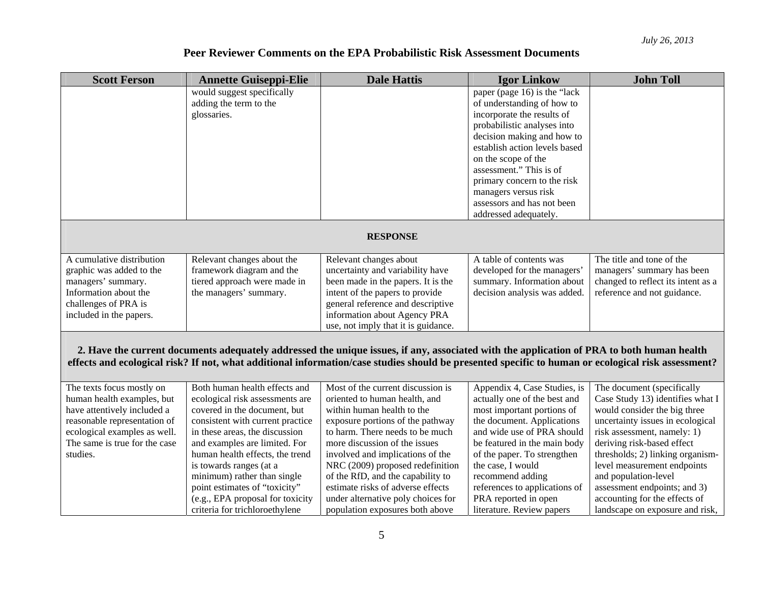July 26, 2013

**Peer Reviewer Comments on the EPA Probabilistic Risk Assessment Documents**

| Scott Ferson | Annette Guiseppi-Elie | Dale Hattis | Igor Linkow | John Toll |
|---|---|---|---|---|
| | would suggest specifically adding the term to the glossaries. | | paper (page 16) is the "lack of understanding of how to incorporate the results of probabilistic analyses into decision making and how to establish action levels based on the scope of the assessment." This is of primary concern to the risk managers versus risk assessors and has not been addressed adequately. | |
| **RESPONSE** | | | | |
| A cumulative distribution graphic was added to the managers' summary. Information about the challenges of PRA is included in the papers. | Relevant changes about the framework diagram and the tiered approach were made in the managers' summary. | Relevant changes about uncertainty and variability have been made in the papers. It is the intent of the papers to provide general reference and descriptive information about Agency PRA use, not imply that it is guidance. | A table of contents was developed for the managers' summary. Information about decision analysis was added. | The title and tone of the managers' summary has been changed to reflect its intent as a reference and not guidance. |
| **2. Have the current documents adequately addressed the unique issues, if any, associated with the application of PRA to both human health effects and ecological risk? If not, what additional information/case studies should be presented specific to human or ecological risk assessment?** | | | | |
| The texts focus mostly on human health examples, but have attentively included a reasonable representation of ecological examples as well. The same is true for the case studies. | Both human health effects and ecological risk assessments are covered in the document, but consistent with current practice in these areas, the discussion and examples are limited. For human health effects, the trend is towards ranges (at a minimum) rather than single point estimates of "toxicity" (e.g., EPA proposal for toxicity criteria for trichloroethylene | Most of the current discussion is oriented to human health, and within human health to the exposure portions of the pathway to harm. There needs to be much more discussion of the issues involved and implications of the NRC (2009) proposed redefinition of the RfD, and the capability to estimate risks of adverse effects under alternative poly choices for population exposures both above | Appendix 4, Case Studies, is actually one of the best and most important portions of the document. Applications and wide use of PRA should be featured in the main body of the paper. To strengthen the case, I would recommend adding references to applications of PRA reported in open literature. Review papers | The document (specifically Case Study 13) identifies what I would consider the big three uncertainty issues in ecological risk assessment, namely: 1) deriving risk-based effect thresholds; 2) linking organism-level measurement endpoints and population-level assessment endpoints; and 3) accounting for the effects of landscape on exposure and risk, |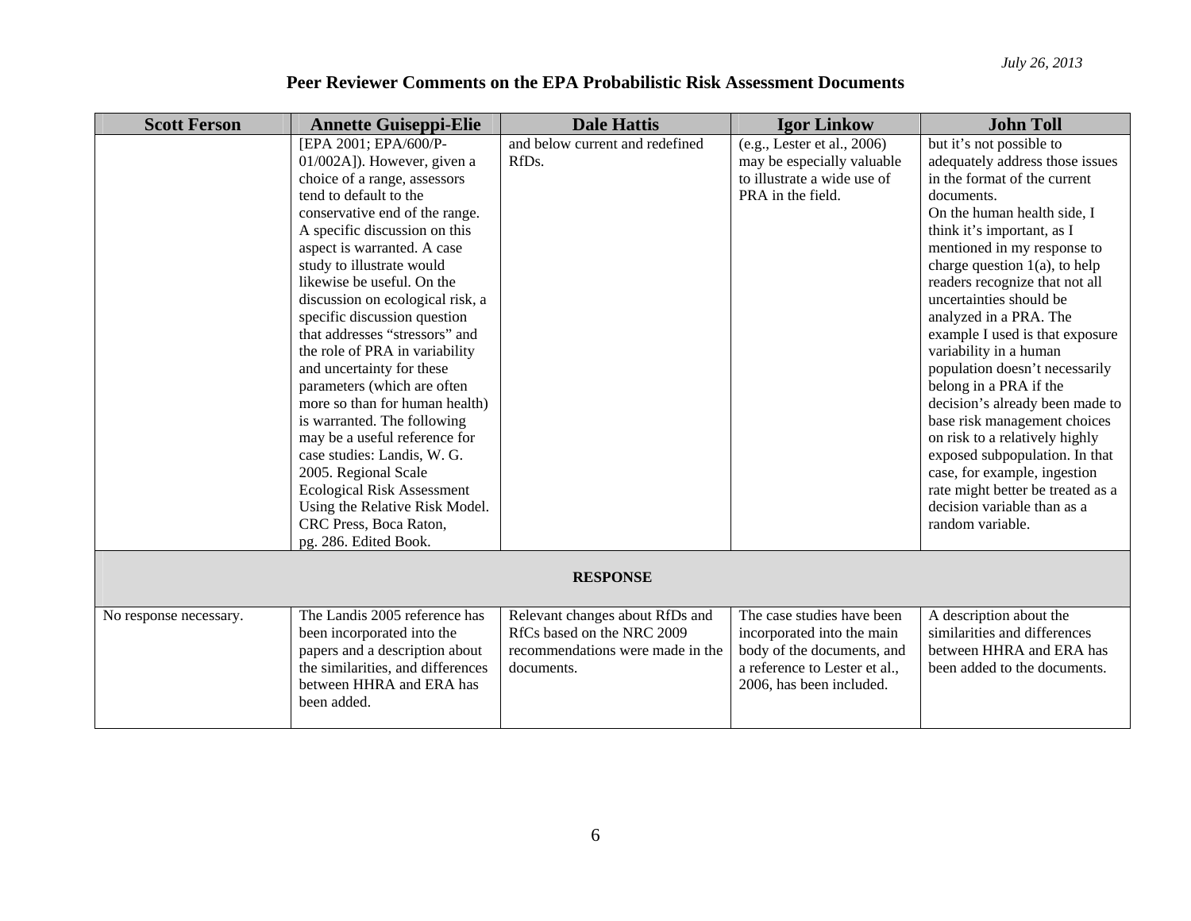# Peer Reviewer Comments on the EPA Probabilistic Risk Assessment Documents

| Scott Ferson | Annette Guiseppi-Elie | Dale Hattis | Igor Linkow | John Toll |
|---|---|---|---|---|
| | [EPA 2001; EPA/600/P-01/002A]). However, given a choice of a range, assessors tend to default to the conservative end of the range. A specific discussion on this aspect is warranted. A case study to illustrate would likewise be useful. On the discussion on ecological risk, a specific discussion question that addresses "stressors" and the role of PRA in variability and uncertainty for these parameters (which are often more so than for human health) is warranted. The following may be a useful reference for case studies: Landis, W. G. 2005. Regional Scale Ecological Risk Assessment Using the Relative Risk Model. CRC Press, Boca Raton, pg. 286. Edited Book. | and below current and redefined RfDs. | (e.g., Lester et al., 2006) may be especially valuable to illustrate a wide use of PRA in the field. | but it's not possible to adequately address those issues in the format of the current documents. On the human health side, I think it's important, as I mentioned in my response to charge question 1(a), to help readers recognize that not all uncertainties should be analyzed in a PRA. The example I used is that exposure variability in a human population doesn't necessarily belong in a PRA if the decision's already been made to base risk management choices on risk to a relatively highly exposed subpopulation. In that case, for example, ingestion rate might better be treated as a decision variable than as a random variable. |
| **RESPONSE** | | | | |
| No response necessary. | The Landis 2005 reference has been incorporated into the papers and a description about the similarities, and differences between HHRA and ERA has been added. | Relevant changes about RfDs and RfCs based on the NRC 2009 recommendations were made in the documents. | The case studies have been incorporated into the main body of the documents, and a reference to Lester et al., 2006, has been included. | A description about the similarities and differences between HHRA and ERA has been added to the documents. |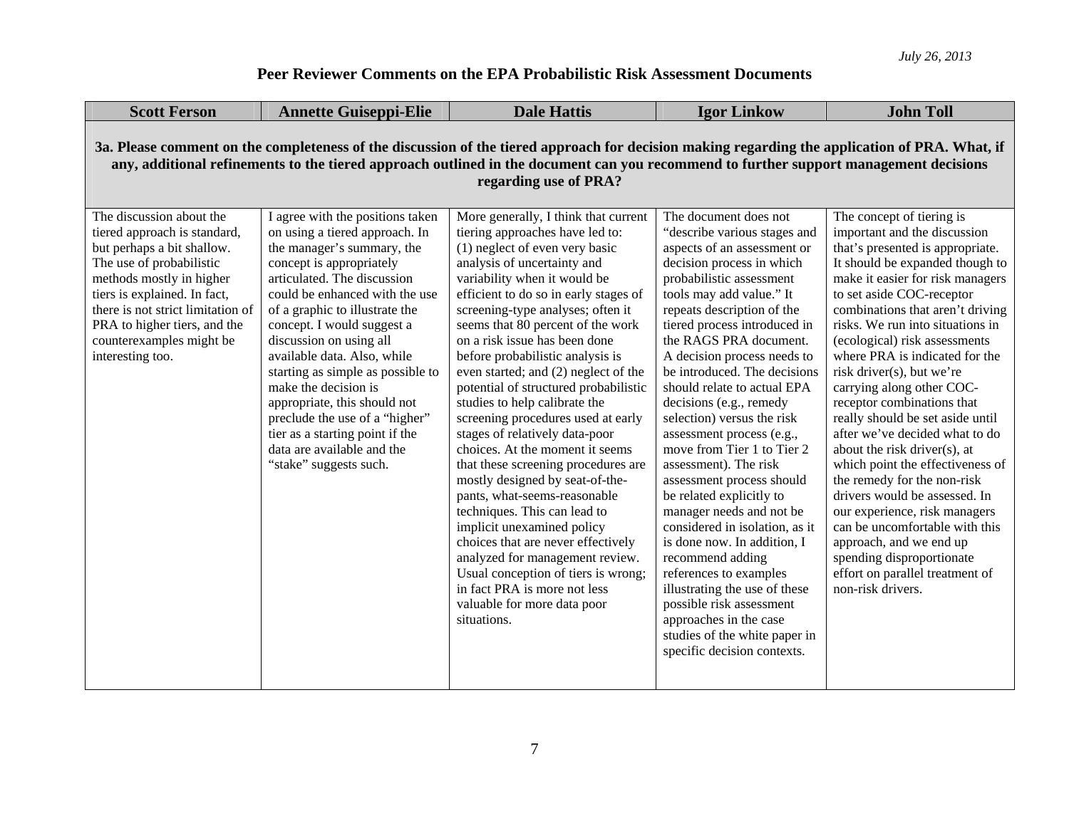July 26, 2013

# Peer Reviewer Comments on the EPA Probabilistic Risk Assessment Documents

| Scott Ferson | Annette Guiseppi-Elie | Dale Hattis | Igor Linkow | John Toll |
|---|---|---|---|---|
| **3a. Please comment on the completeness of the discussion of the tiered approach for decision making regarding the application of PRA. What, if any, additional refinements to the tiered approach outlined in the document can you recommend to further support management decisions regarding use of PRA?** | | | | |
| The discussion about the tiered approach is standard, but perhaps a bit shallow. The use of probabilistic methods mostly in higher tiers is explained. In fact, there is not strict limitation of PRA to higher tiers, and the counterexamples might be interesting too. | I agree with the positions taken on using a tiered approach. In the manager's summary, the concept is appropriately articulated. The discussion could be enhanced with the use of a graphic to illustrate the concept. I would suggest a discussion on using all available data. Also, while starting as simple as possible to make the decision is appropriate, this should not preclude the use of a "higher" tier as a starting point if the data are available and the "stake" suggests such. | More generally, I think that current tiering approaches have led to: (1) neglect of even very basic analysis of uncertainty and variability when it would be efficient to do so in early stages of screening-type analyses; often it seems that 80 percent of the work on a risk issue has been done before probabilistic analysis is even started; and (2) neglect of the potential of structured probabilistic studies to help calibrate the screening procedures used at early stages of relatively data-poor choices. At the moment it seems that these screening procedures are mostly designed by seat-of-the-pants, what-seems-reasonable techniques. This can lead to implicit unexamined policy choices that are never effectively analyzed for management review. Usual conception of tiers is wrong; in fact PRA is more not less valuable for more data poor situations. | The document does not "describe various stages and aspects of an assessment or decision process in which probabilistic assessment tools may add value." It repeats description of the tiered process introduced in the RAGS PRA document. A decision process needs to be introduced. The decisions should relate to actual EPA decisions (e.g., remedy selection) versus the risk assessment process (e.g., move from Tier 1 to Tier 2 assessment). The risk assessment process should be related explicitly to manager needs and not be considered in isolation, as it is done now. In addition, I recommend adding references to examples illustrating the use of these possible risk assessment approaches in the case studies of the white paper in specific decision contexts. | The concept of tiering is important and the discussion that's presented is appropriate. It should be expanded though to make it easier for risk managers to set aside COC-receptor combinations that aren't driving risks. We run into situations in (ecological) risk assessments where PRA is indicated for the risk driver(s), but we're carrying along other COC-receptor combinations that really should be set aside until after we've decided what to do about the risk driver(s), at which point the effectiveness of the remedy for the non-risk drivers would be assessed. In our experience, risk managers can be uncomfortable with this approach, and we end up spending disproportionate effort on parallel treatment of non-risk drivers. |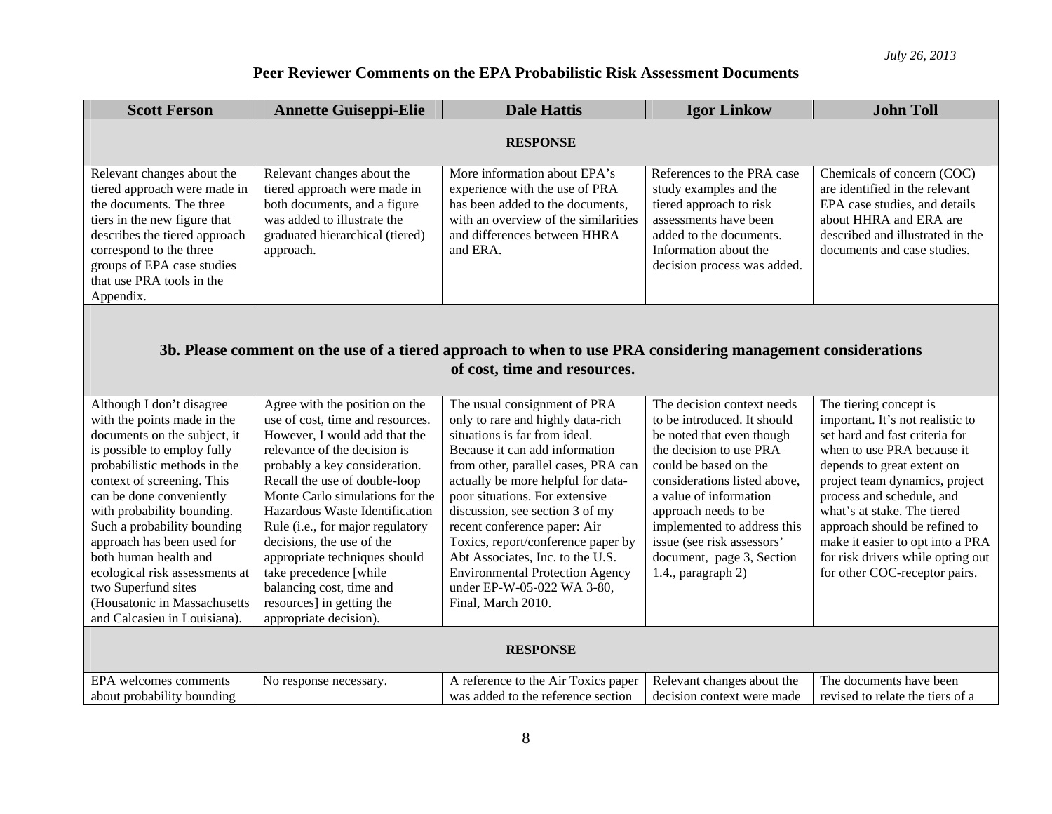## Peer Reviewer Comments on the EPA Probabilistic Risk Assessment Documents

| Scott Ferson | Annette Guiseppi-Elie | Dale Hattis | Igor Linkow | John Toll |
|---|---|---|---|---|
| **RESPONSE** | | | | |
| Relevant changes about the tiered approach were made in the documents. The three tiers in the new figure that describes the tiered approach correspond to the three groups of EPA case studies that use PRA tools in the Appendix. | Relevant changes about the tiered approach were made in both documents, and a figure was added to illustrate the graduated hierarchical (tiered) approach. | More information about EPA's experience with the use of PRA has been added to the documents, with an overview of the similarities and differences between HHRA and ERA. | References to the PRA case study examples and the tiered approach to risk assessments have been added to the documents. Information about the decision process was added. | Chemicals of concern (COC) are identified in the relevant EPA case studies, and details about HHRA and ERA are described and illustrated in the documents and case studies. |
| **3b. Please comment on the use of a tiered approach to when to use PRA considering management considerations of cost, time and resources.** | | | | |
| Although I don't disagree with the points made in the documents on the subject, it is possible to employ fully probabilistic methods in the context of screening. This can be done conveniently with probability bounding. Such a probability bounding approach has been used for both human health and ecological risk assessments at two Superfund sites (Housatonic in Massachusetts and Calcasieu in Louisiana). | Agree with the position on the use of cost, time and resources. However, I would add that the relevance of the decision is probably a key consideration. Recall the use of double-loop Monte Carlo simulations for the Hazardous Waste Identification Rule (i.e., for major regulatory decisions, the use of the appropriate techniques should take precedence [while balancing cost, time and resources] in getting the appropriate decision). | The usual consignment of PRA only to rare and highly data-rich situations is far from ideal. Because it can add information from other, parallel cases, PRA can actually be more helpful for data-poor situations. For extensive discussion, see section 3 of my recent conference paper: Air Toxics, report/conference paper by Abt Associates, Inc. to the U.S. Environmental Protection Agency under EP-W-05-022 WA 3-80, Final, March 2010. | The decision context needs to be introduced. It should be noted that even though the decision to use PRA could be based on the considerations listed above, a value of information approach needs to be implemented to address this issue (see risk assessors' document, page 3, Section 1.4., paragraph 2) | The tiering concept is important. It's not realistic to set hard and fast criteria for when to use PRA because it depends to great extent on project team dynamics, project process and schedule, and what's at stake. The tiered approach should be refined to make it easier to opt into a PRA for risk drivers while opting out for other COC-receptor pairs. |
| **RESPONSE** | | | | |
| EPA welcomes comments about probability bounding | No response necessary. | A reference to the Air Toxics paper was added to the reference section | Relevant changes about the decision context were made | The documents have been revised to relate the tiers of a |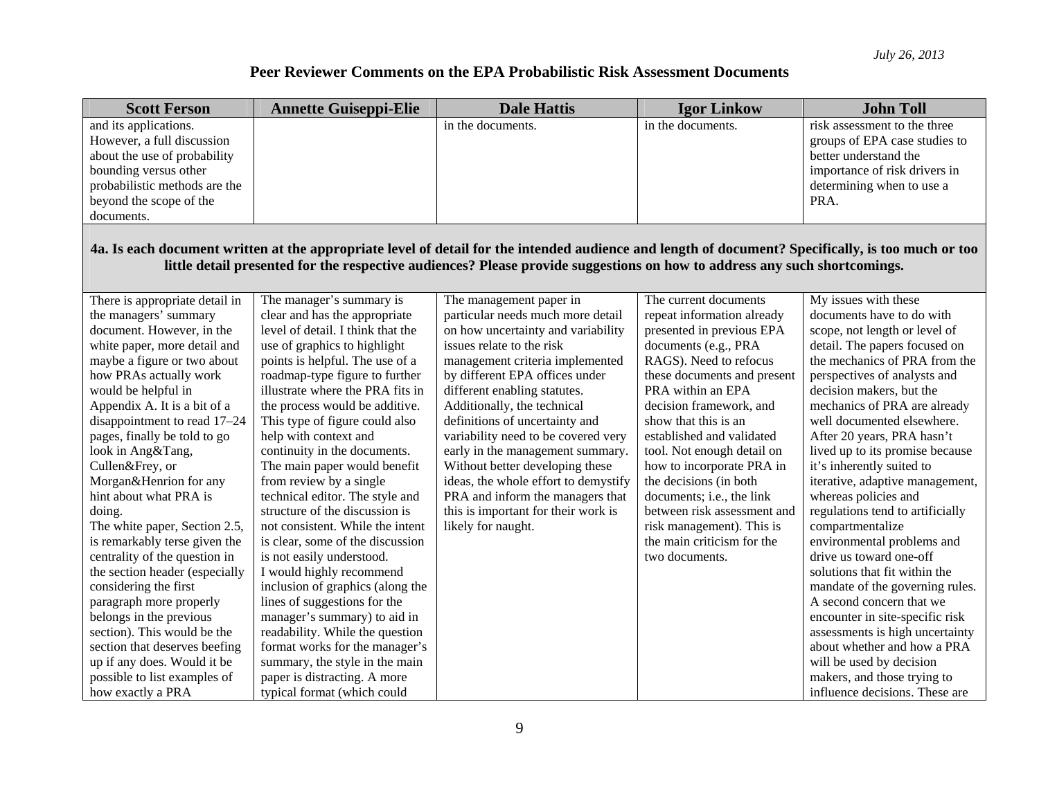*July 26, 2013*

# Peer Reviewer Comments on the EPA Probabilistic Risk Assessment Documents

| Scott Ferson | Annette Guiseppi-Elie | Dale Hattis | Igor Linkow | John Toll |
|---|---|---|---|---|
| and its applications. However, a full discussion about the use of probability bounding versus other probabilistic methods are the beyond the scope of the documents. | | in the documents. | in the documents. | risk assessment to the three groups of EPA case studies to better understand the importance of risk drivers in determining when to use a PRA. |
| **4a. Is each document written at the appropriate level of detail for the intended audience and length of document? Specifically, is too much or too little detail presented for the respective audiences? Please provide suggestions on how to address any such shortcomings.** | | | | |
| There is appropriate detail in the managers' summary document. However, in the white paper, more detail and maybe a figure or two about how PRAs actually work would be helpful in Appendix A. It is a bit of a disappointment to read 17–24 pages, finally be told to go look in Ang&Tang, Cullen&Frey, or Morgan&Henrion for any hint about what PRA is doing.<br>The white paper, Section 2.5, is remarkably terse given the centrality of the question in the section header (especially considering the first paragraph more properly belongs in the previous section). This would be the section that deserves beefing up if any does. Would it be possible to list examples of how exactly a PRA | The manager's summary is clear and has the appropriate level of detail. I think that the use of graphics to highlight points is helpful. The use of a roadmap-type figure to further illustrate where the PRA fits in the process would be additive. This type of figure could also help with context and continuity in the documents. The main paper would benefit from review by a single technical editor. The style and structure of the discussion is not consistent. While the intent is clear, some of the discussion is not easily understood.<br>I would highly recommend inclusion of graphics (along the lines of suggestions for the manager's summary) to aid in readability. While the question format works for the manager's summary, the style in the main paper is distracting. A more typical format (which could | The management paper in particular needs much more detail on how uncertainty and variability issues relate to the risk management criteria implemented by different EPA offices under different enabling statutes. Additionally, the technical definitions of uncertainty and variability need to be covered very early in the management summary. Without better developing these ideas, the whole effort to demystify PRA and inform the managers that this is important for their work is likely for naught. | The current documents repeat information already presented in previous EPA documents (e.g., PRA RAGS). Need to refocus these documents and present PRA within an EPA decision framework, and show that this is an established and validated tool. Not enough detail on how to incorporate PRA in the decisions (in both documents; i.e., the link between risk assessment and risk management). This is the main criticism for the two documents. | My issues with these documents have to do with scope, not length or level of detail. The papers focused on the mechanics of PRA from the perspectives of analysts and decision makers, but the mechanics of PRA are already well documented elsewhere. After 20 years, PRA hasn't lived up to its promise because it's inherently suited to iterative, adaptive management, whereas policies and regulations tend to artificially compartmentalize environmental problems and drive us toward one-off solutions that fit within the mandate of the governing rules. A second concern that we encounter in site-specific risk assessments is high uncertainty about whether and how a PRA will be used by decision makers, and those trying to influence decisions. These are |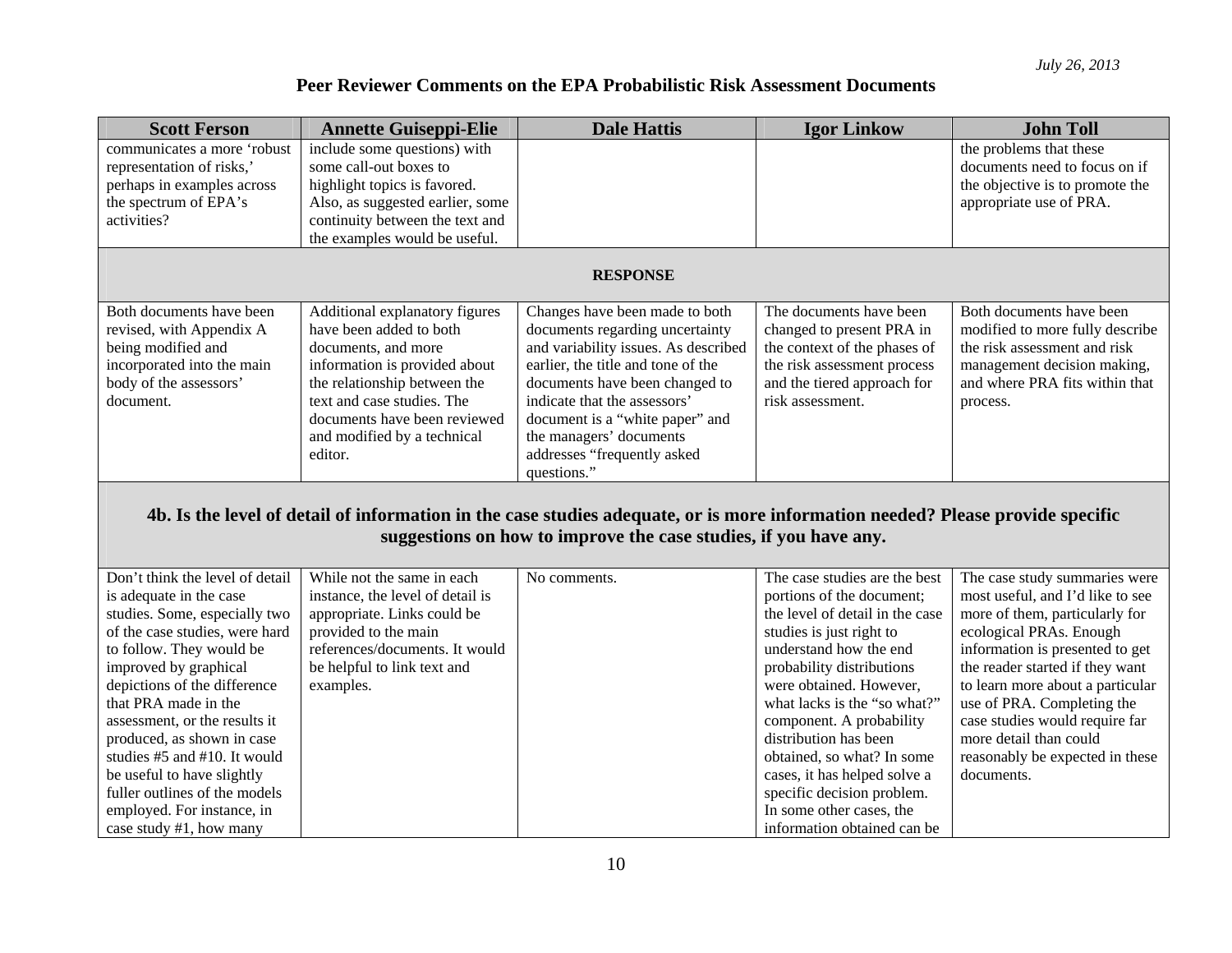| Scott Ferson | Annette Guiseppi-Elie | Dale Hattis | Igor Linkow | John Toll |
|---|---|---|---|---|
| communicates a more 'robust representation of risks,' perhaps in examples across the spectrum of EPA's activities? | include some questions) with some call-out boxes to highlight topics is favored. Also, as suggested earlier, some continuity between the text and the examples would be useful. | | | the problems that these documents need to focus on if the objective is to promote the appropriate use of PRA. |
| **RESPONSE** | | | | |
| Both documents have been revised, with Appendix A being modified and incorporated into the main body of the assessors' document. | Additional explanatory figures have been added to both documents, and more information is provided about the relationship between the text and case studies. The documents have been reviewed and modified by a technical editor. | Changes have been made to both documents regarding uncertainty and variability issues. As described earlier, the title and tone of the documents have been changed to indicate that the assessors' document is a "white paper" and the managers' documents addresses "frequently asked questions." | The documents have been changed to present PRA in the context of the phases of the risk assessment process and the tiered approach for risk assessment. | Both documents have been modified to more fully describe the risk assessment and risk management decision making, and where PRA fits within that process. |
| **4b. Is the level of detail of information in the case studies adequate, or is more information needed? Please provide specific suggestions on how to improve the case studies, if you have any.** | | | | |
| Don't think the level of detail is adequate in the case studies. Some, especially two of the case studies, were hard to follow. They would be improved by graphical depictions of the difference that PRA made in the assessment, or the results it produced, as shown in case studies #5 and #10. It would be useful to have slightly fuller outlines of the models employed. For instance, in case study #1, how many | While not the same in each instance, the level of detail is appropriate. Links could be provided to the main references/documents. It would be helpful to link text and examples. | No comments. | The case studies are the best portions of the document; the level of detail in the case studies is just right to understand how the end probability distributions were obtained. However, what lacks is the "so what?" component. A probability distribution has been obtained, so what? In some cases, it has helped solve a specific decision problem. In some other cases, the information obtained can be | The case study summaries were most useful, and I'd like to see more of them, particularly for ecological PRAs. Enough information is presented to get the reader started if they want to learn more about a particular use of PRA. Completing the case studies would require far more detail than could reasonably be expected in these documents. |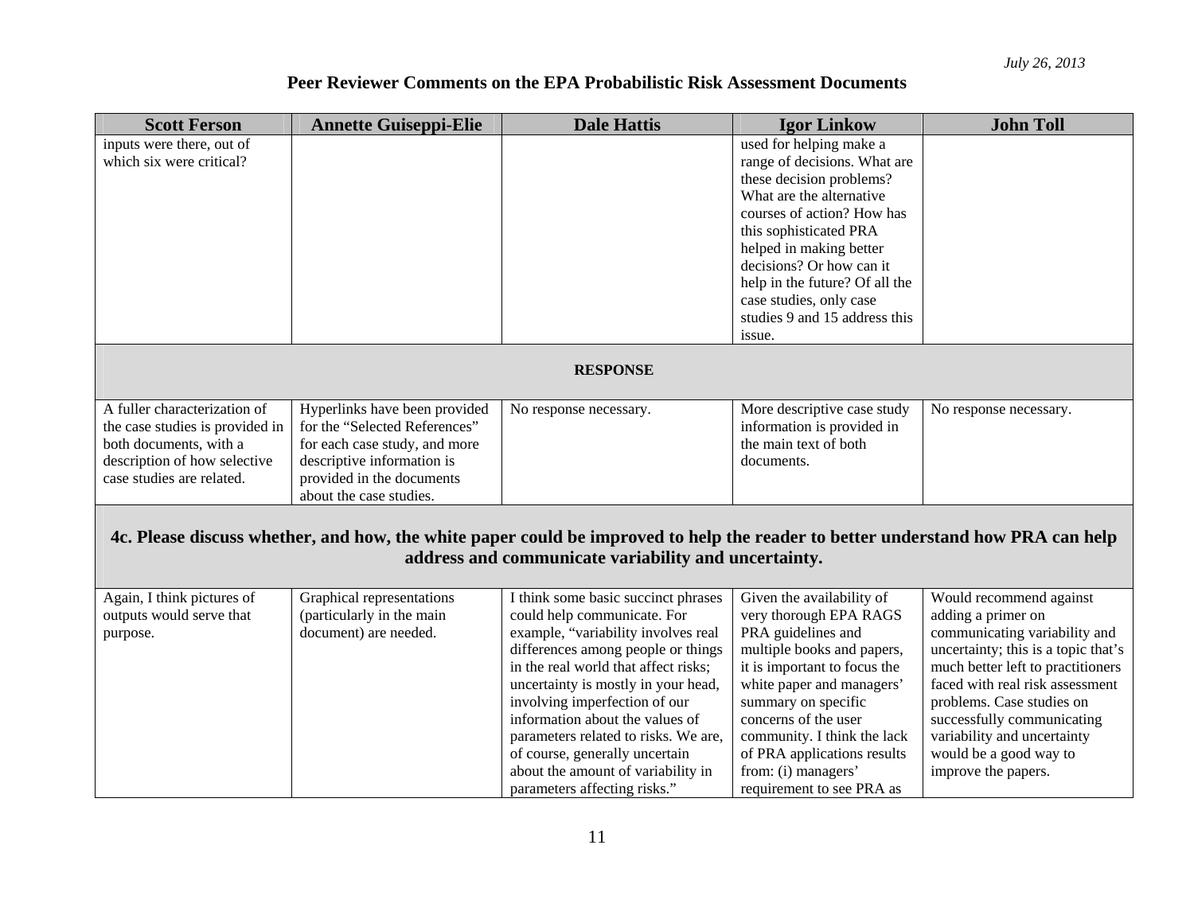## Peer Reviewer Comments on the EPA Probabilistic Risk Assessment Documents

| Scott Ferson | Annette Guiseppi-Elie | Dale Hattis | Igor Linkow | John Toll |
|---|---|---|---|---|
| inputs were there, out of which six were critical? | | | used for helping make a range of decisions. What are these decision problems? What are the alternative courses of action? How has this sophisticated PRA helped in making better decisions? Or how can it help in the future? Of all the case studies, only case studies 9 and 15 address this issue. | |
| **RESPONSE** | | | | |
| A fuller characterization of the case studies is provided in both documents, with a description of how selective case studies are related. | Hyperlinks have been provided for the "Selected References" for each case study, and more descriptive information is provided in the documents about the case studies. | No response necessary. | More descriptive case study information is provided in the main text of both documents. | No response necessary. |
| **4c. Please discuss whether, and how, the white paper could be improved to help the reader to better understand how PRA can help address and communicate variability and uncertainty.** | | | | |
| Again, I think pictures of outputs would serve that purpose. | Graphical representations (particularly in the main document) are needed. | I think some basic succinct phrases could help communicate. For example, "variability involves real differences among people or things in the real world that affect risks; uncertainty is mostly in your head, involving imperfection of our information about the values of parameters related to risks. We are, of course, generally uncertain about the amount of variability in parameters affecting risks." | Given the availability of very thorough EPA RAGS PRA guidelines and multiple books and papers, it is important to focus the white paper and managers' summary on specific concerns of the user community. I think the lack of PRA applications results from: (i) managers' requirement to see PRA as | Would recommend against adding a primer on communicating variability and uncertainty; this is a topic that's much better left to practitioners faced with real risk assessment problems. Case studies on successfully communicating variability and uncertainty would be a good way to improve the papers. |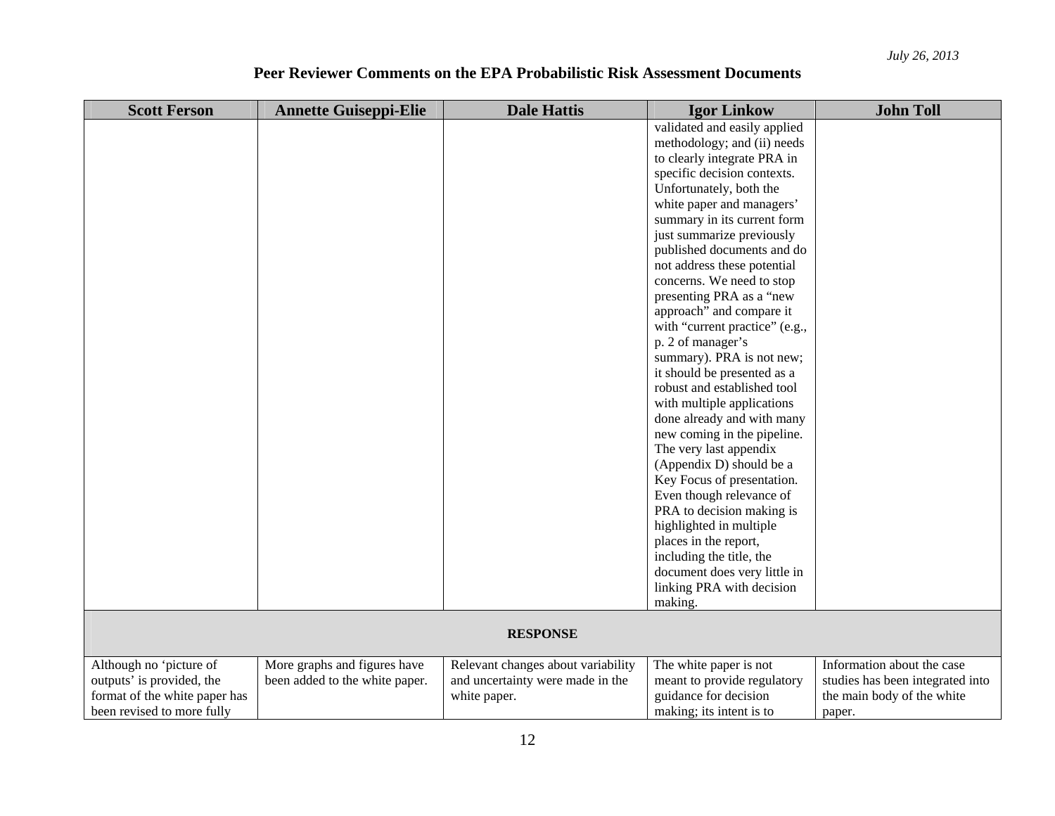*July 26, 2013*

## Peer Reviewer Comments on the EPA Probabilistic Risk Assessment Documents

| Scott Ferson | Annette Guiseppi-Elie | Dale Hattis | Igor Linkow | John Toll |
|---|---|---|---|---|
| | | | validated and easily applied methodology; and (ii) needs to clearly integrate PRA in specific decision contexts. Unfortunately, both the white paper and managers' summary in its current form just summarize previously published documents and do not address these potential concerns. We need to stop presenting PRA as a "new approach" and compare it with "current practice" (e.g., p. 2 of manager's summary). PRA is not new; it should be presented as a robust and established tool with multiple applications done already and with many new coming in the pipeline. The very last appendix (Appendix D) should be a Key Focus of presentation. Even though relevance of PRA to decision making is highlighted in multiple places in the report, including the title, the document does very little in linking PRA with decision making. | |
| **RESPONSE** | | | | |
| Although no 'picture of outputs' is provided, the format of the white paper has been revised to more fully | More graphs and figures have been added to the white paper. | Relevant changes about variability and uncertainty were made in the white paper. | The white paper is not meant to provide regulatory guidance for decision making; its intent is to | Information about the case studies has been integrated into the main body of the white paper. |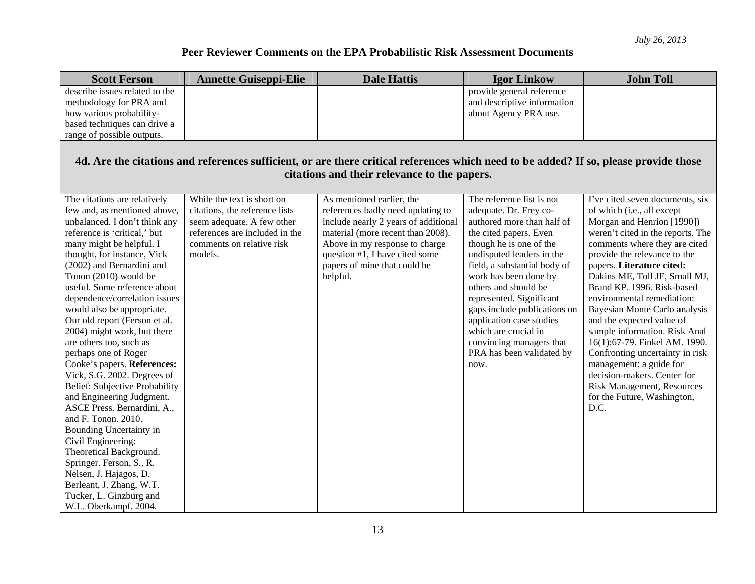July 26, 2013

# Peer Reviewer Comments on the EPA Probabilistic Risk Assessment Documents

| Scott Ferson | Annette Guiseppi-Elie | Dale Hattis | Igor Linkow | John Toll |
|---|---|---|---|---|
| describe issues related to the methodology for PRA and how various probability-based techniques can drive a range of possible outputs. | | | provide general reference and descriptive information about Agency PRA use. | |
| **4d. Are the citations and references sufficient, or are there critical references which need to be added? If so, please provide those citations and their relevance to the papers.** | | | | |
| The citations are relatively few and, as mentioned above, unbalanced. I don't think any reference is 'critical,' but many might be helpful. I thought, for instance, Vick (2002) and Bernardini and Tonon (2010) would be useful. Some reference about dependence/correlation issues would also be appropriate. Our old report (Ferson et al. 2004) might work, but there are others too, such as perhaps one of Roger Cooke's papers. **References:** Vick, S.G. 2002. Degrees of Belief: Subjective Probability and Engineering Judgment. ASCE Press. Bernardini, A., and F. Tonon. 2010. Bounding Uncertainty in Civil Engineering: Theoretical Background. Springer. Ferson, S., R. Nelsen, J. Hajagos, D. Berleant, J. Zhang, W.T. Tucker, L. Ginzburg and W.L. Oberkampf. 2004. | While the text is short on citations, the reference lists seem adequate. A few other references are included in the comments on relative risk models. | As mentioned earlier, the references badly need updating to include nearly 2 years of additional material (more recent than 2008). Above in my response to charge question #1, I have cited some papers of mine that could be helpful. | The reference list is not adequate. Dr. Frey co-authored more than half of the cited papers. Even though he is one of the undisputed leaders in the field, a substantial body of work has been done by others and should be represented. Significant gaps include publications on application case studies which are crucial in convincing managers that PRA has been validated by now. | I've cited seven documents, six of which (i.e., all except Morgan and Henrion [1990]) weren't cited in the reports. The comments where they are cited provide the relevance to the papers. **Literature cited:** Dakins ME, Toll JE, Small MJ, Brand KP. 1996. Risk-based environmental remediation: Bayesian Monte Carlo analysis and the expected value of sample information. Risk Anal 16(1):67-79. Finkel AM. 1990. Confronting uncertainty in risk management: a guide for decision-makers. Center for Risk Management, Resources for the Future, Washington, D.C. |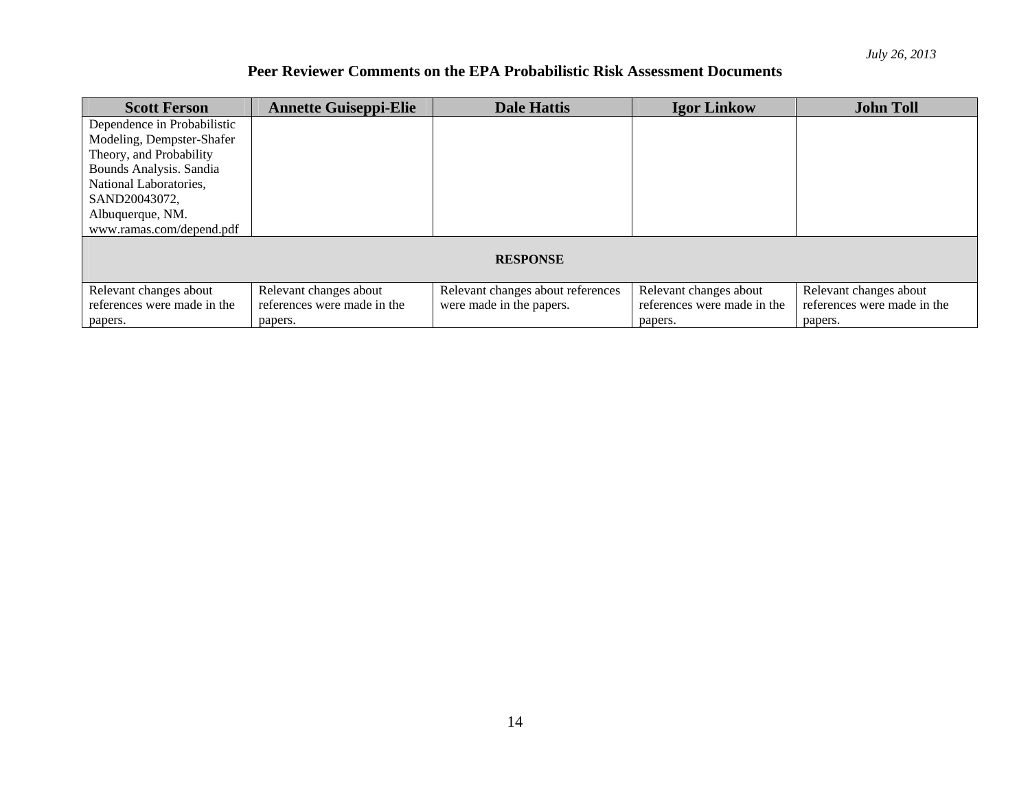July 26, 2013

# Peer Reviewer Comments on the EPA Probabilistic Risk Assessment Documents

| Scott Ferson | Annette Guiseppi-Elie | Dale Hattis | Igor Linkow | John Toll |
|---|---|---|---|---|
| Dependence in Probabilistic Modeling, Dempster-Shafer Theory, and Probability Bounds Analysis. Sandia National Laboratories, SAND20043072, Albuquerque, NM. www.ramas.com/depend.pdf | | | | |
| **RESPONSE** | | | | |
| Relevant changes about references were made in the papers. | Relevant changes about references were made in the papers. | Relevant changes about references were made in the papers. | Relevant changes about references were made in the papers. | Relevant changes about references were made in the papers. |